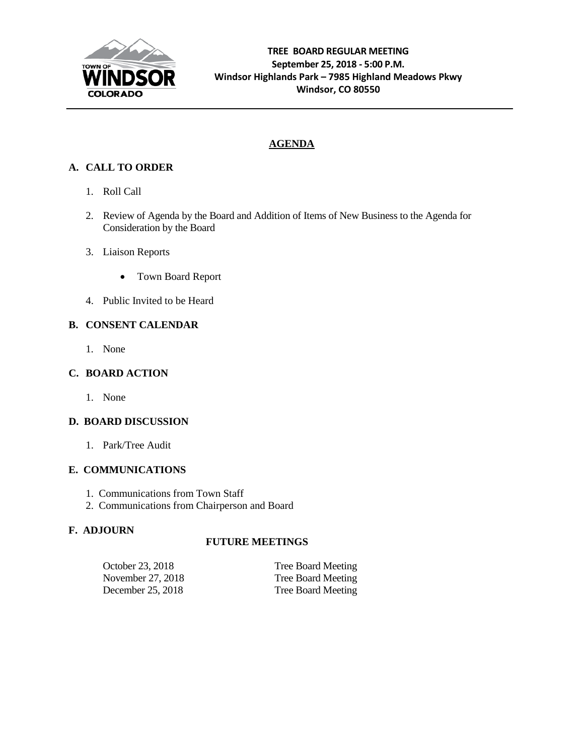TOWN OF WINDSOR COLORADO

**TREE BOARD REGULAR MEETING**
**September 25, 2018 - 5:00 P.M.**
**Windsor Highlands Park – 7985 Highland Meadows Pkwy**
**Windsor, CO 80550**

---

# AGENDA

## A. CALL TO ORDER

1. Roll Call
2. Review of Agenda by the Board and Addition of Items of New Business to the Agenda for Consideration by the Board
3. Liaison Reports
   - Town Board Report
4. Public Invited to be Heard

## B. CONSENT CALENDAR

1. None

## C. BOARD ACTION

1. None

## D. BOARD DISCUSSION

1. Park/Tree Audit

## E. COMMUNICATIONS

1. Communications from Town Staff
2. Communications from Chairperson and Board

## F. ADJOURN

### FUTURE MEETINGS

| | |
|---|---|
| October 23, 2018 | Tree Board Meeting |
| November 27, 2018 | Tree Board Meeting |
| December 25, 2018 | Tree Board Meeting |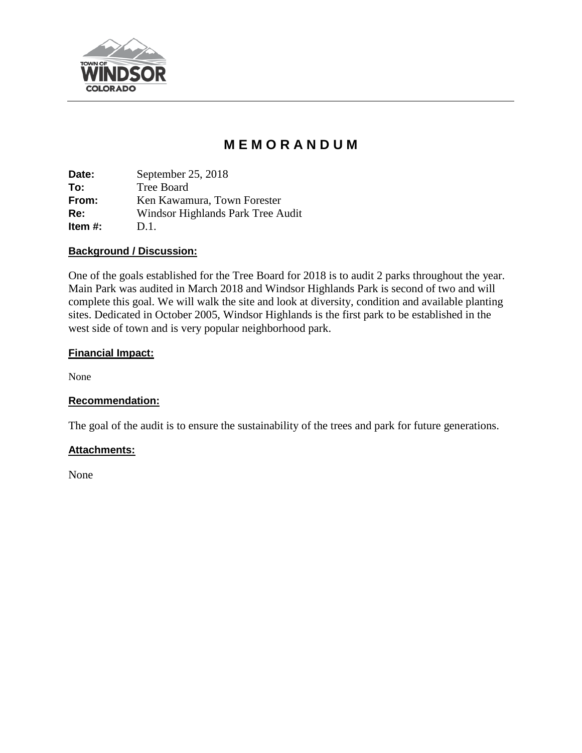# MEMORANDUM

**Date:** September 25, 2018
**To:** Tree Board
**From:** Ken Kawamura, Town Forester
**Re:** Windsor Highlands Park Tree Audit
**Item #:** D.1.

## Background / Discussion:

One of the goals established for the Tree Board for 2018 is to audit 2 parks throughout the year. Main Park was audited in March 2018 and Windsor Highlands Park is second of two and will complete this goal. We will walk the site and look at diversity, condition and available planting sites. Dedicated in October 2005, Windsor Highlands is the first park to be established in the west side of town and is very popular neighborhood park.

## Financial Impact:

None

## Recommendation:

The goal of the audit is to ensure the sustainability of the trees and park for future generations.

## Attachments:

None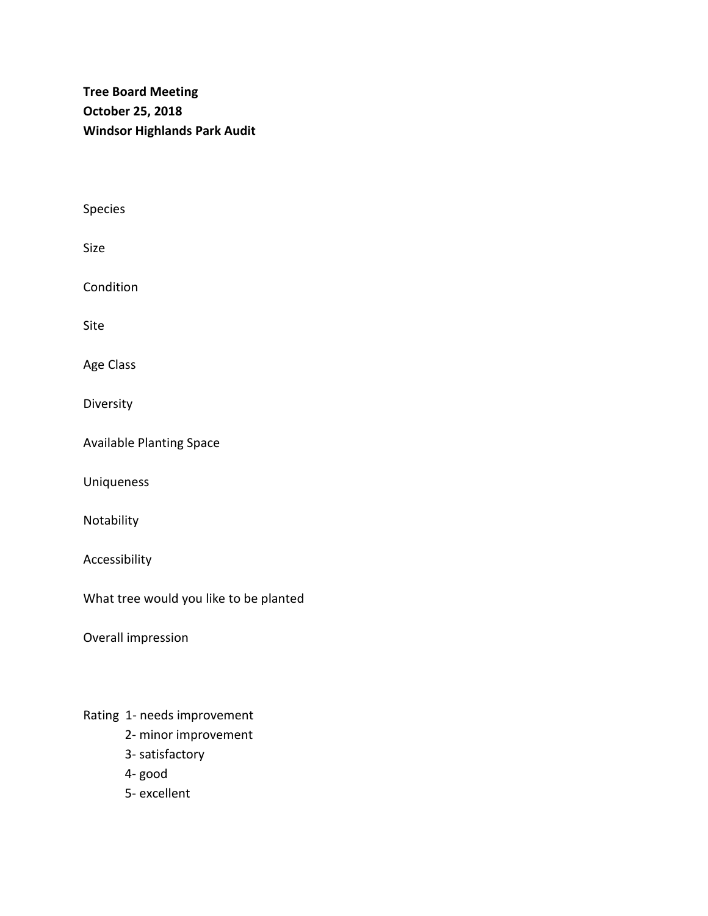**Tree Board Meeting**
**October 25, 2018**
**Windsor Highlands Park Audit**

Species

Size

Condition

Site

Age Class

Diversity

Available Planting Space

Uniqueness

Notability

Accessibility

What tree would you like to be planted

Overall impression

Rating 1- needs improvement
2- minor improvement
3- satisfactory
4- good
5- excellent